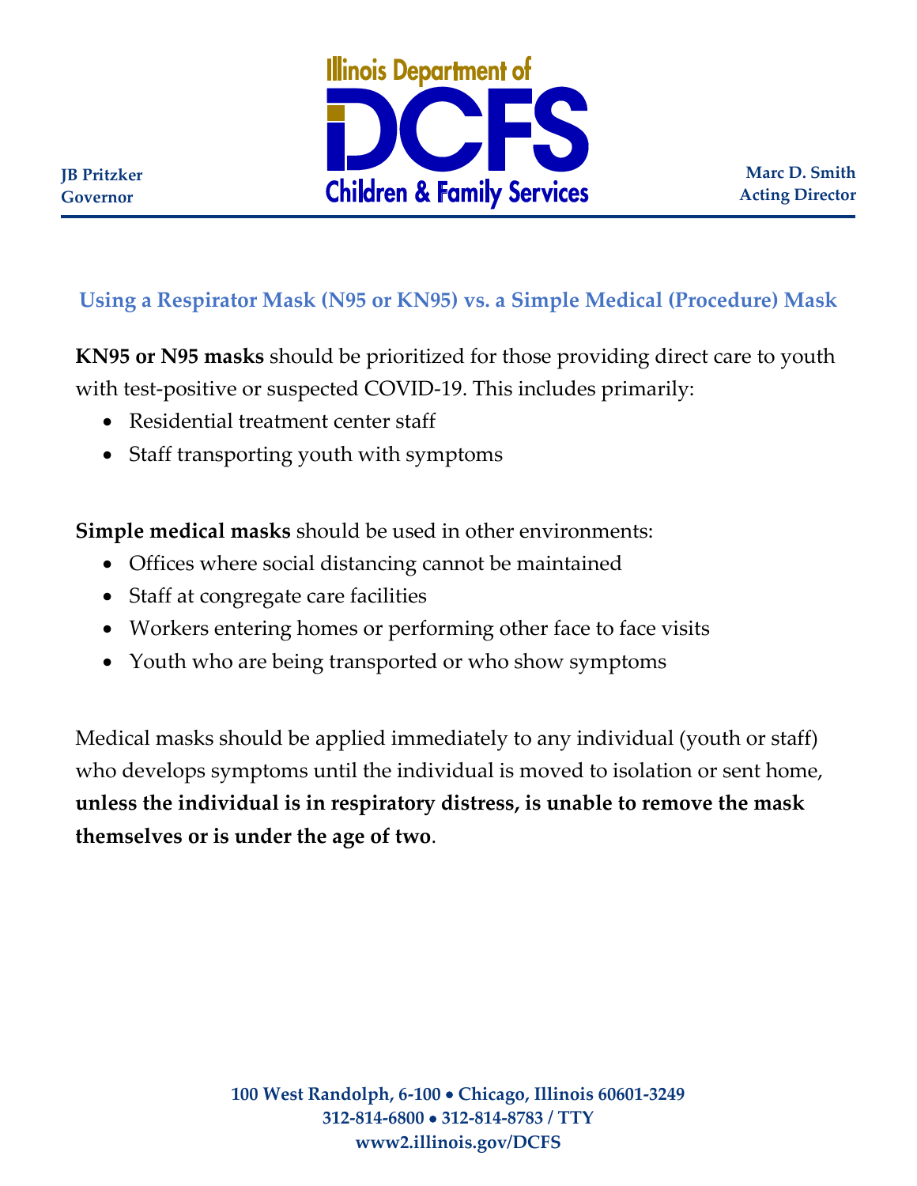Illinois Department of

# DCFS

Children & Family Services

**JB Pritzker**
**Governor**

**Marc D. Smith**
**Acting Director**

## Using a Respirator Mask (N95 or KN95) vs. a Simple Medical (Procedure) Mask

**KN95 or N95 masks** should be prioritized for those providing direct care to youth with test-positive or suspected COVID-19. This includes primarily:

- Residential treatment center staff
- Staff transporting youth with symptoms

**Simple medical masks** should be used in other environments:

- Offices where social distancing cannot be maintained
- Staff at congregate care facilities
- Workers entering homes or performing other face to face visits
- Youth who are being transported or who show symptoms

Medical masks should be applied immediately to any individual (youth or staff) who develops symptoms until the individual is moved to isolation or sent home, **unless the individual is in respiratory distress, is unable to remove the mask themselves or is under the age of two**.

**100 West Randolph, 6-100 • Chicago, Illinois 60601-3249**
**312-814-6800 • 312-814-8783 / TTY**
**www2.illinois.gov/DCFS**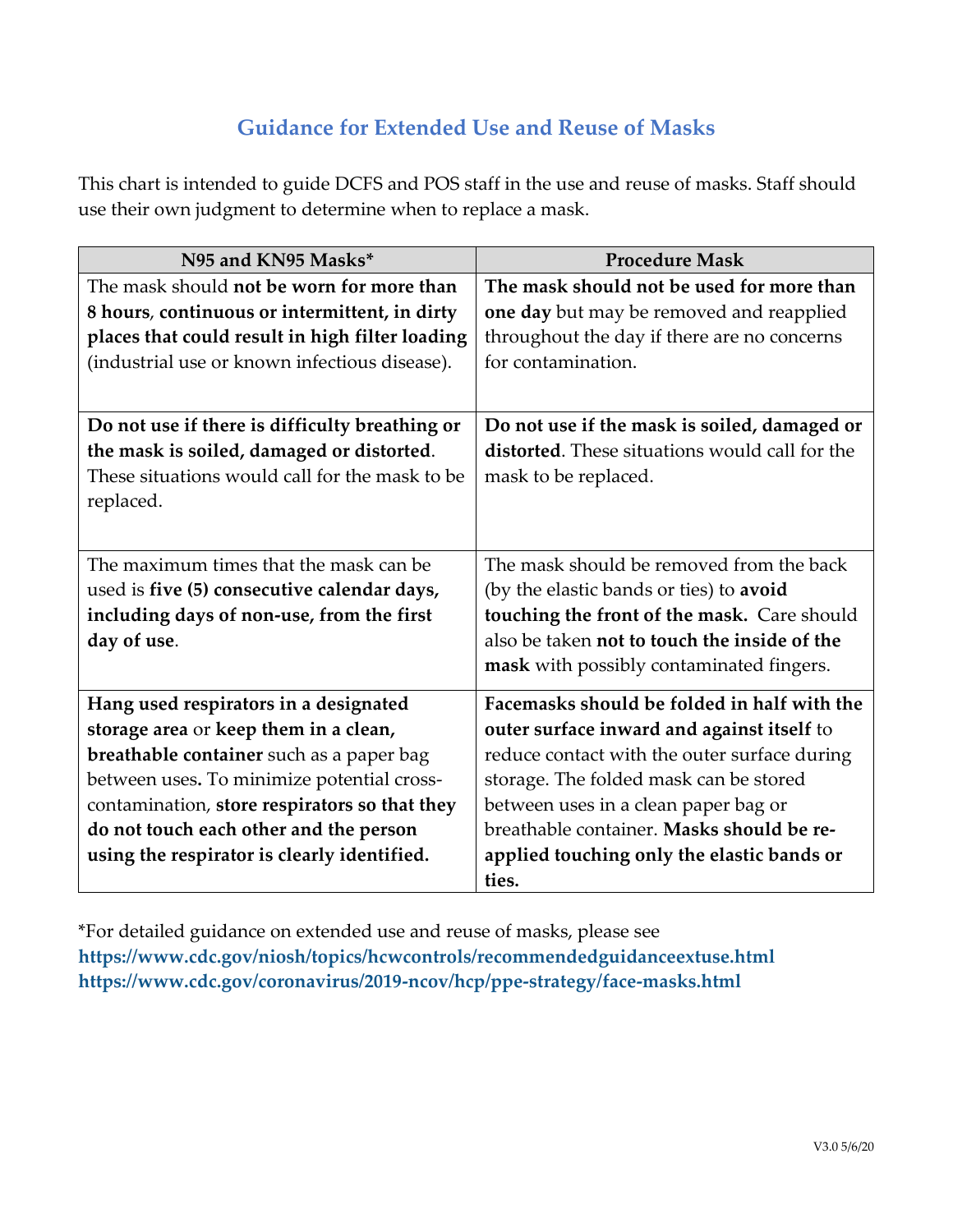## Guidance for Extended Use and Reuse of Masks

This chart is intended to guide DCFS and POS staff in the use and reuse of masks. Staff should use their own judgment to determine when to replace a mask.

| N95 and KN95 Masks* | Procedure Mask |
|---|---|
| The mask should **not be worn for more than 8 hours**, **continuous or intermittent, in dirty places that could result in high filter loading** (industrial use or known infectious disease). | **The mask should not be used for more than one day** but may be removed and reapplied throughout the day if there are no concerns for contamination. |
| **Do not use if there is difficulty breathing or the mask is soiled, damaged or distorted**. These situations would call for the mask to be replaced. | **Do not use if the mask is soiled, damaged or distorted**. These situations would call for the mask to be replaced. |
| The maximum times that the mask can be used is **five (5) consecutive calendar days, including days of non-use, from the first day of use**. | The mask should be removed from the back (by the elastic bands or ties) to **avoid touching the front of the mask.** Care should also be taken **not to touch the inside of the mask** with possibly contaminated fingers. |
| **Hang used respirators in a designated storage area** or **keep them in a clean, breathable container** such as a paper bag between uses**.** To minimize potential cross-contamination, **store respirators so that they do not touch each other and the person using the respirator is clearly identified.** | **Facemasks should be folded in half with the outer surface inward and against itself** to reduce contact with the outer surface during storage. The folded mask can be stored between uses in a clean paper bag or breathable container. **Masks should be re-applied touching only the elastic bands or ties.** |

*For detailed guidance on extended use and reuse of masks, please see
**https://www.cdc.gov/niosh/topics/hcwcontrols/recommendedguidanceextuse.html**
**https://www.cdc.gov/coronavirus/2019-ncov/hcp/ppe-strategy/face-masks.html**

V3.0 5/6/20